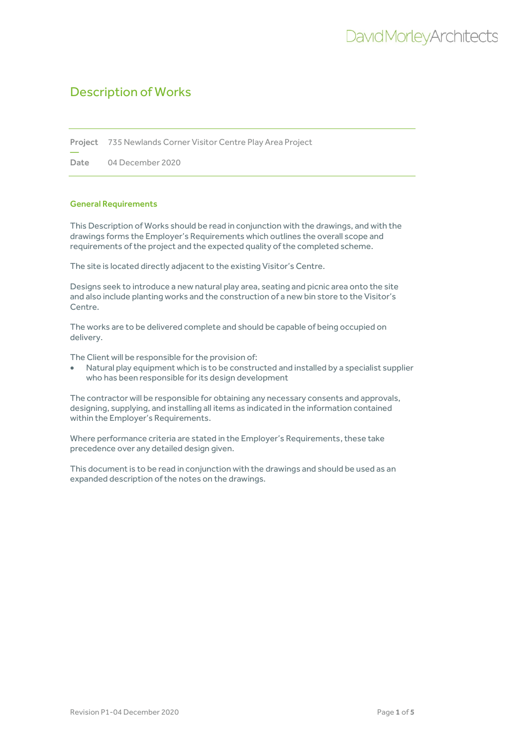# Description of Works

**Project** 735 Newlands Corner Visitor Centre Play Area Project

**Date** 04 December 2020

## General Requirements

This Description of Works should be read in conjunction with the drawings, and with the drawings forms the Employer's Requirements which outlines the overall scope and requirements of the project and the expected quality of the completed scheme.

The site is located directly adjacent to the existing Visitor's Centre.

Designs seek to introduce a new natural play area, seating and picnic area onto the site and also include planting works and the construction of a new bin store to the Visitor's Centre.

The works are to be delivered complete and should be capable of being occupied on delivery.

The Client will be responsible for the provision of:

- Natural play equipment which is to be constructed and installed by a specialist supplier who has been responsible for its design development

The contractor will be responsible for obtaining any necessary consents and approvals, designing, supplying, and installing all items as indicated in the information contained within the Employer's Requirements.

Where performance criteria are stated in the Employer's Requirements, these take precedence over any detailed design given.

This document is to be read in conjunction with the drawings and should be used as an expanded description of the notes on the drawings.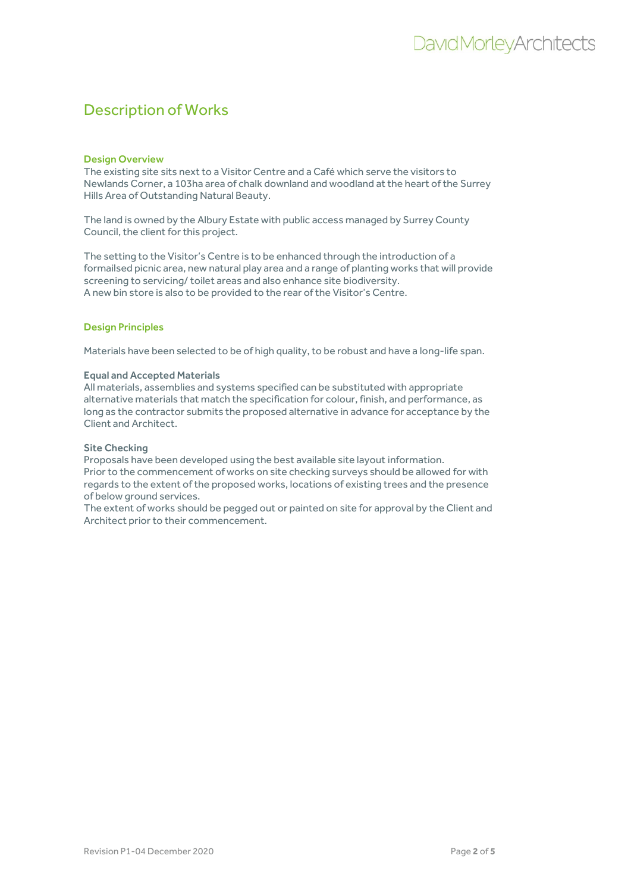# Description of Works

## Design Overview

The existing site sits next to a Visitor Centre and a Café which serve the visitors to Newlands Corner, a 103ha area of chalk downland and woodland at the heart of the Surrey Hills Area of Outstanding Natural Beauty.

The land is owned by the Albury Estate with public access managed by Surrey County Council, the client for this project.

The setting to the Visitor's Centre is to be enhanced through the introduction of a formailsed picnic area, new natural play area and a range of planting works that will provide screening to servicing/ toilet areas and also enhance site biodiversity.
A new bin store is also to be provided to the rear of the Visitor's Centre.

## Design Principles

Materials have been selected to be of high quality, to be robust and have a long-life span.

### Equal and Accepted Materials

All materials, assemblies and systems specified can be substituted with appropriate alternative materials that match the specification for colour, finish, and performance, as long as the contractor submits the proposed alternative in advance for acceptance by the Client and Architect.

### Site Checking

Proposals have been developed using the best available site layout information.
Prior to the commencement of works on site checking surveys should be allowed for with regards to the extent of the proposed works, locations of existing trees and the presence of below ground services.
The extent of works should be pegged out or painted on site for approval by the Client and Architect prior to their commencement.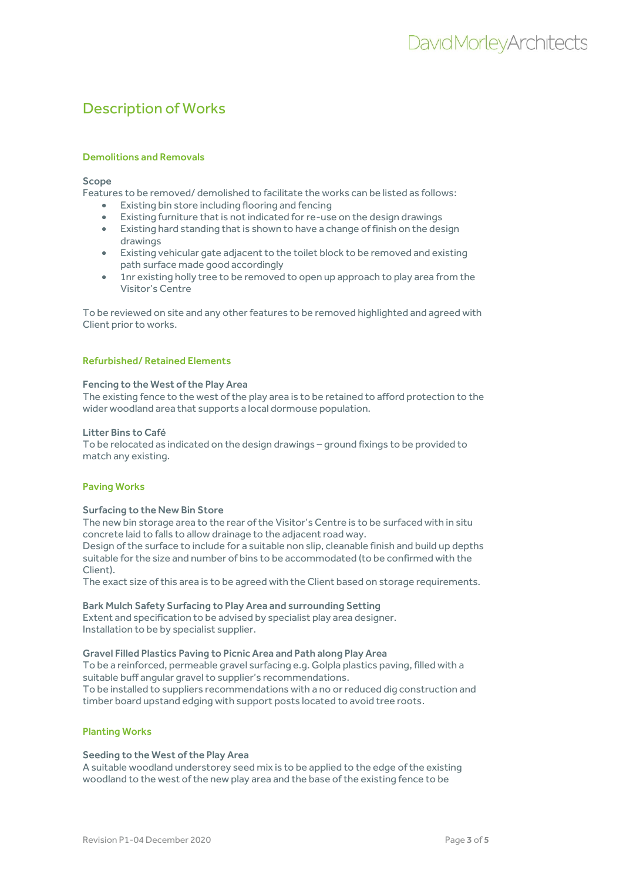# Description of Works

## Demolitions and Removals

### Scope

Features to be removed/ demolished to facilitate the works can be listed as follows:

- Existing bin store including flooring and fencing
- Existing furniture that is not indicated for re-use on the design drawings
- Existing hard standing that is shown to have a change of finish on the design drawings
- Existing vehicular gate adjacent to the toilet block to be removed and existing path surface made good accordingly
- 1nr existing holly tree to be removed to open up approach to play area from the Visitor's Centre

To be reviewed on site and any other features to be removed highlighted and agreed with Client prior to works.

## Refurbished/ Retained Elements

### Fencing to the West of the Play Area

The existing fence to the west of the play area is to be retained to afford protection to the wider woodland area that supports a local dormouse population.

### Litter Bins to Café

To be relocated as indicated on the design drawings – ground fixings to be provided to match any existing.

## Paving Works

### Surfacing to the New Bin Store

The new bin storage area to the rear of the Visitor's Centre is to be surfaced with in situ concrete laid to falls to allow drainage to the adjacent road way.
Design of the surface to include for a suitable non slip, cleanable finish and build up depths suitable for the size and number of bins to be accommodated (to be confirmed with the Client).
The exact size of this area is to be agreed with the Client based on storage requirements.

### Bark Mulch Safety Surfacing to Play Area and surrounding Setting

Extent and specification to be advised by specialist play area designer.
Installation to be by specialist supplier.

### Gravel Filled Plastics Paving to Picnic Area and Path along Play Area

To be a reinforced, permeable gravel surfacing e.g. Golpla plastics paving, filled with a suitable buff angular gravel to supplier's recommendations.
To be installed to suppliers recommendations with a no or reduced dig construction and timber board upstand edging with support posts located to avoid tree roots.

## Planting Works

### Seeding to the West of the Play Area

A suitable woodland understorey seed mix is to be applied to the edge of the existing woodland to the west of the new play area and the base of the existing fence to be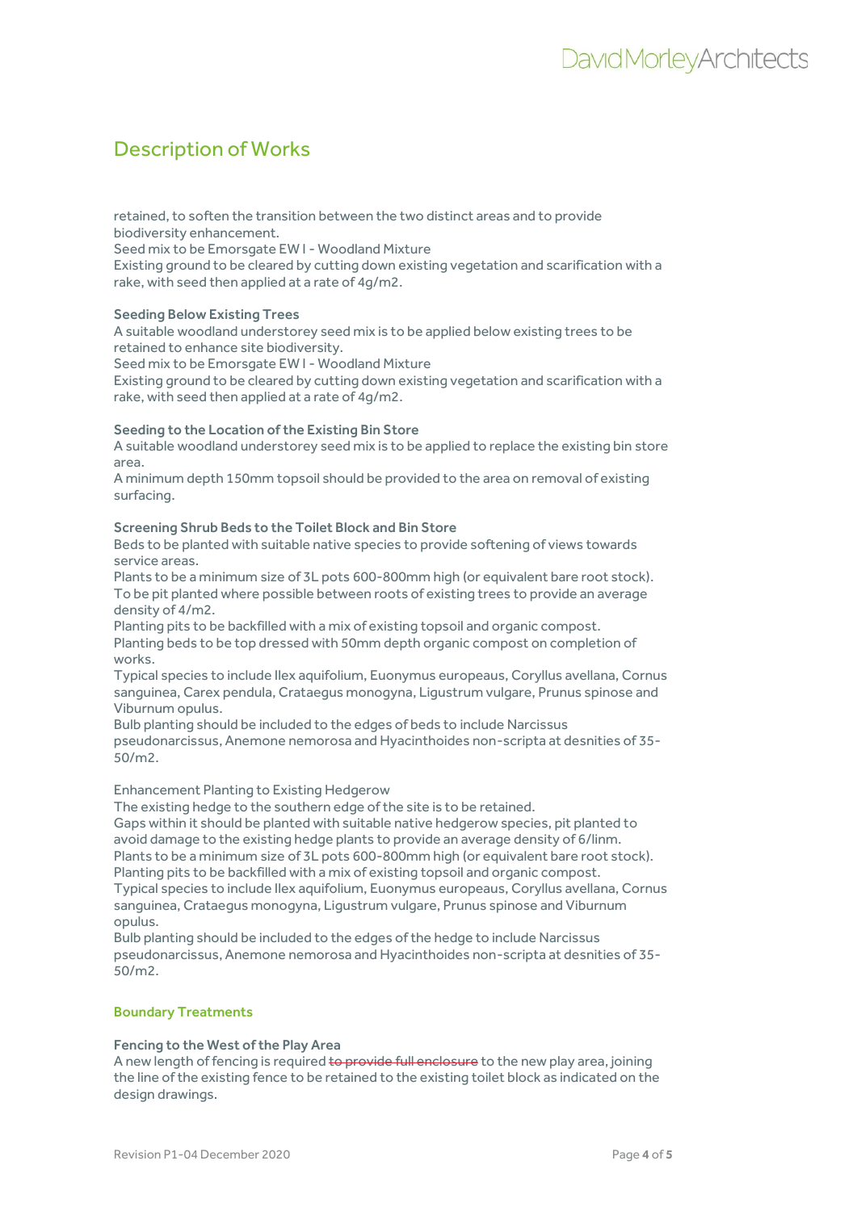# Description of Works

retained, to soften the transition between the two distinct areas and to provide biodiversity enhancement.
Seed mix to be Emorsgate EW I - Woodland Mixture
Existing ground to be cleared by cutting down existing vegetation and scarification with a rake, with seed then applied at a rate of 4g/m2.

**Seeding Below Existing Trees**
A suitable woodland understorey seed mix is to be applied below existing trees to be retained to enhance site biodiversity.
Seed mix to be Emorsgate EW I - Woodland Mixture
Existing ground to be cleared by cutting down existing vegetation and scarification with a rake, with seed then applied at a rate of 4g/m2.

**Seeding to the Location of the Existing Bin Store**
A suitable woodland understorey seed mix is to be applied to replace the existing bin store area.
A minimum depth 150mm topsoil should be provided to the area on removal of existing surfacing.

**Screening Shrub Beds to the Toilet Block and Bin Store**
Beds to be planted with suitable native species to provide softening of views towards service areas.
Plants to be a minimum size of 3L pots 600-800mm high (or equivalent bare root stock).
To be pit planted where possible between roots of existing trees to provide an average density of 4/m2.
Planting pits to be backfilled with a mix of existing topsoil and organic compost.
Planting beds to be top dressed with 50mm depth organic compost on completion of works.
Typical species to include Ilex aquifolium, Euonymus europeaus, Coryllus avellana, Cornus sanguinea, Carex pendula, Crataegus monogyna, Ligustrum vulgare, Prunus spinose and Viburnum opulus.
Bulb planting should be included to the edges of beds to include Narcissus pseudonarcissus, Anemone nemorosa and Hyacinthoides non-scripta at desnities of 35-50/m2.

Enhancement Planting to Existing Hedgerow
The existing hedge to the southern edge of the site is to be retained.
Gaps within it should be planted with suitable native hedgerow species, pit planted to avoid damage to the existing hedge plants to provide an average density of 6/linm.
Plants to be a minimum size of 3L pots 600-800mm high (or equivalent bare root stock).
Planting pits to be backfilled with a mix of existing topsoil and organic compost.
Typical species to include Ilex aquifolium, Euonymus europeaus, Coryllus avellana, Cornus sanguinea, Crataegus monogyna, Ligustrum vulgare, Prunus spinose and Viburnum opulus.
Bulb planting should be included to the edges of the hedge to include Narcissus pseudonarcissus, Anemone nemorosa and Hyacinthoides non-scripta at desnities of 35-50/m2.

## Boundary Treatments

**Fencing to the West of the Play Area**
A new length of fencing is required ~~to provide full enclosure~~ to the new play area, joining the line of the existing fence to be retained to the existing toilet block as indicated on the design drawings.

Revision P1-04 December 2020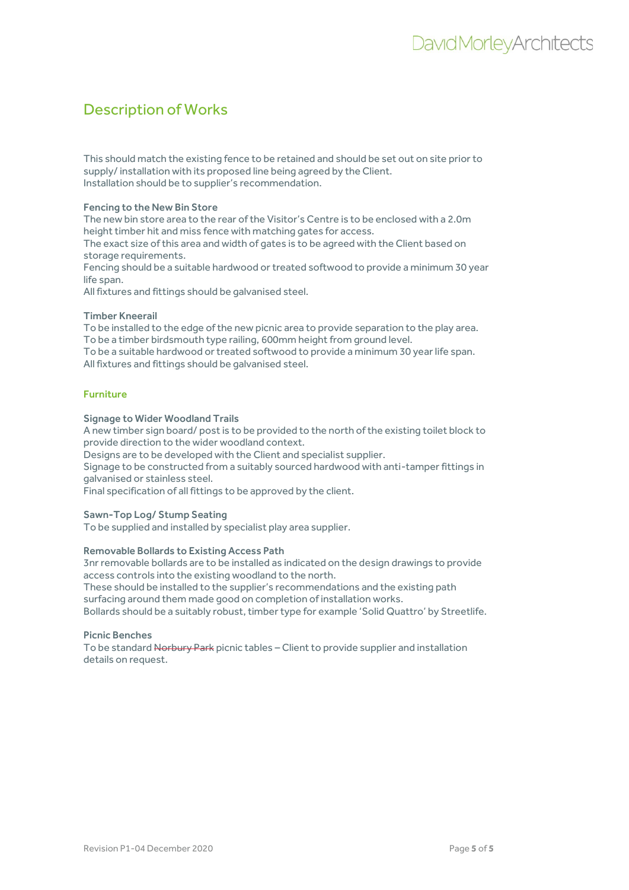## Description of Works

This should match the existing fence to be retained and should be set out on site prior to supply/ installation with its proposed line being agreed by the Client.
Installation should be to supplier's recommendation.

**Fencing to the New Bin Store**
The new bin store area to the rear of the Visitor's Centre is to be enclosed with a 2.0m height timber hit and miss fence with matching gates for access.
The exact size of this area and width of gates is to be agreed with the Client based on storage requirements.
Fencing should be a suitable hardwood or treated softwood to provide a minimum 30 year life span.
All fixtures and fittings should be galvanised steel.

**Timber Kneerail**
To be installed to the edge of the new picnic area to provide separation to the play area.
To be a timber birdsmouth type railing, 600mm height from ground level.
To be a suitable hardwood or treated softwood to provide a minimum 30 year life span.
All fixtures and fittings should be galvanised steel.

### Furniture

**Signage to Wider Woodland Trails**
A new timber sign board/ post is to be provided to the north of the existing toilet block to provide direction to the wider woodland context.
Designs are to be developed with the Client and specialist supplier.
Signage to be constructed from a suitably sourced hardwood with anti-tamper fittings in galvanised or stainless steel.
Final specification of all fittings to be approved by the client.

**Sawn-Top Log/ Stump Seating**
To be supplied and installed by specialist play area supplier.

**Removable Bollards to Existing Access Path**
3nr removable bollards are to be installed as indicated on the design drawings to provide access controls into the existing woodland to the north.
These should be installed to the supplier's recommendations and the existing path surfacing around them made good on completion of installation works.
Bollards should be a suitably robust, timber type for example 'Solid Quattro' by Streetlife.

**Picnic Benches**
To be standard ~~Norbury Park~~ picnic tables – Client to provide supplier and installation details on request.

Revision P1-04 December 2020